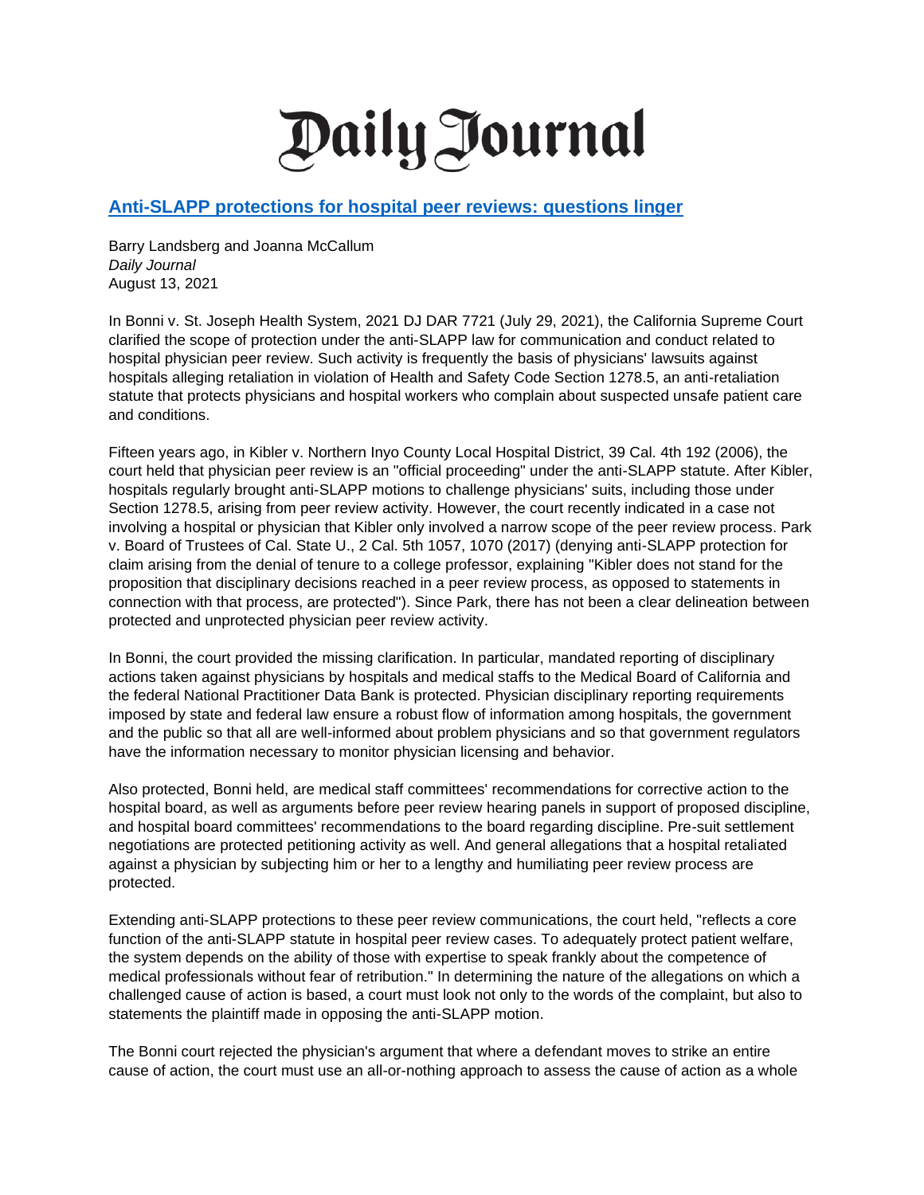# Daily Journal

## [Anti-SLAPP protections for hospital peer reviews: questions linger]

Barry Landsberg and Joanna McCallum
*Daily Journal*
August 13, 2021

In Bonni v. St. Joseph Health System, 2021 DJ DAR 7721 (July 29, 2021), the California Supreme Court clarified the scope of protection under the anti-SLAPP law for communication and conduct related to hospital physician peer review. Such activity is frequently the basis of physicians' lawsuits against hospitals alleging retaliation in violation of Health and Safety Code Section 1278.5, an anti-retaliation statute that protects physicians and hospital workers who complain about suspected unsafe patient care and conditions.

Fifteen years ago, in Kibler v. Northern Inyo County Local Hospital District, 39 Cal. 4th 192 (2006), the court held that physician peer review is an "official proceeding" under the anti-SLAPP statute. After Kibler, hospitals regularly brought anti-SLAPP motions to challenge physicians' suits, including those under Section 1278.5, arising from peer review activity. However, the court recently indicated in a case not involving a hospital or physician that Kibler only involved a narrow scope of the peer review process. Park v. Board of Trustees of Cal. State U., 2 Cal. 5th 1057, 1070 (2017) (denying anti-SLAPP protection for claim arising from the denial of tenure to a college professor, explaining "Kibler does not stand for the proposition that disciplinary decisions reached in a peer review process, as opposed to statements in connection with that process, are protected"). Since Park, there has not been a clear delineation between protected and unprotected physician peer review activity.

In Bonni, the court provided the missing clarification. In particular, mandated reporting of disciplinary actions taken against physicians by hospitals and medical staffs to the Medical Board of California and the federal National Practitioner Data Bank is protected. Physician disciplinary reporting requirements imposed by state and federal law ensure a robust flow of information among hospitals, the government and the public so that all are well-informed about problem physicians and so that government regulators have the information necessary to monitor physician licensing and behavior.

Also protected, Bonni held, are medical staff committees' recommendations for corrective action to the hospital board, as well as arguments before peer review hearing panels in support of proposed discipline, and hospital board committees' recommendations to the board regarding discipline. Pre-suit settlement negotiations are protected petitioning activity as well. And general allegations that a hospital retaliated against a physician by subjecting him or her to a lengthy and humiliating peer review process are protected.

Extending anti-SLAPP protections to these peer review communications, the court held, "reflects a core function of the anti-SLAPP statute in hospital peer review cases. To adequately protect patient welfare, the system depends on the ability of those with expertise to speak frankly about the competence of medical professionals without fear of retribution." In determining the nature of the allegations on which a challenged cause of action is based, a court must look not only to the words of the complaint, but also to statements the plaintiff made in opposing the anti-SLAPP motion.

The Bonni court rejected the physician's argument that where a defendant moves to strike an entire cause of action, the court must use an all-or-nothing approach to assess the cause of action as a whole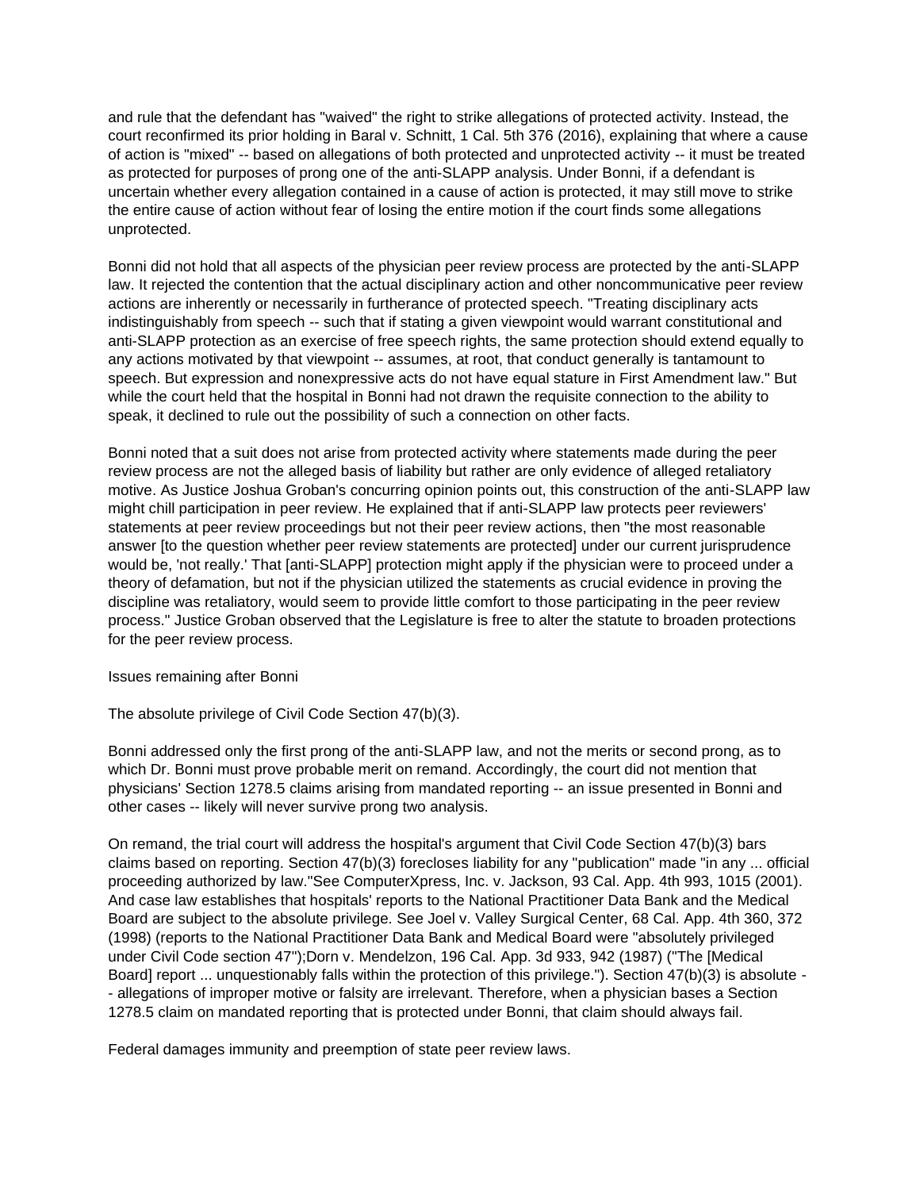and rule that the defendant has "waived" the right to strike allegations of protected activity. Instead, the court reconfirmed its prior holding in Baral v. Schnitt, 1 Cal. 5th 376 (2016), explaining that where a cause of action is "mixed" -- based on allegations of both protected and unprotected activity -- it must be treated as protected for purposes of prong one of the anti-SLAPP analysis. Under Bonni, if a defendant is uncertain whether every allegation contained in a cause of action is protected, it may still move to strike the entire cause of action without fear of losing the entire motion if the court finds some allegations unprotected.

Bonni did not hold that all aspects of the physician peer review process are protected by the anti-SLAPP law. It rejected the contention that the actual disciplinary action and other noncommunicative peer review actions are inherently or necessarily in furtherance of protected speech. "Treating disciplinary acts indistinguishably from speech -- such that if stating a given viewpoint would warrant constitutional and anti-SLAPP protection as an exercise of free speech rights, the same protection should extend equally to any actions motivated by that viewpoint -- assumes, at root, that conduct generally is tantamount to speech. But expression and nonexpressive acts do not have equal stature in First Amendment law." But while the court held that the hospital in Bonni had not drawn the requisite connection to the ability to speak, it declined to rule out the possibility of such a connection on other facts.

Bonni noted that a suit does not arise from protected activity where statements made during the peer review process are not the alleged basis of liability but rather are only evidence of alleged retaliatory motive. As Justice Joshua Groban's concurring opinion points out, this construction of the anti-SLAPP law might chill participation in peer review. He explained that if anti-SLAPP law protects peer reviewers' statements at peer review proceedings but not their peer review actions, then "the most reasonable answer [to the question whether peer review statements are protected] under our current jurisprudence would be, 'not really.' That [anti-SLAPP] protection might apply if the physician were to proceed under a theory of defamation, but not if the physician utilized the statements as crucial evidence in proving the discipline was retaliatory, would seem to provide little comfort to those participating in the peer review process." Justice Groban observed that the Legislature is free to alter the statute to broaden protections for the peer review process.

Issues remaining after Bonni

The absolute privilege of Civil Code Section 47(b)(3).

Bonni addressed only the first prong of the anti-SLAPP law, and not the merits or second prong, as to which Dr. Bonni must prove probable merit on remand. Accordingly, the court did not mention that physicians' Section 1278.5 claims arising from mandated reporting -- an issue presented in Bonni and other cases -- likely will never survive prong two analysis.

On remand, the trial court will address the hospital's argument that Civil Code Section 47(b)(3) bars claims based on reporting. Section 47(b)(3) forecloses liability for any "publication" made "in any ... official proceeding authorized by law."See ComputerXpress, Inc. v. Jackson, 93 Cal. App. 4th 993, 1015 (2001). And case law establishes that hospitals' reports to the National Practitioner Data Bank and the Medical Board are subject to the absolute privilege. See Joel v. Valley Surgical Center, 68 Cal. App. 4th 360, 372 (1998) (reports to the National Practitioner Data Bank and Medical Board were "absolutely privileged under Civil Code section 47");Dorn v. Mendelzon, 196 Cal. App. 3d 933, 942 (1987) ("The [Medical Board] report ... unquestionably falls within the protection of this privilege."). Section 47(b)(3) is absolute -- allegations of improper motive or falsity are irrelevant. Therefore, when a physician bases a Section 1278.5 claim on mandated reporting that is protected under Bonni, that claim should always fail.

Federal damages immunity and preemption of state peer review laws.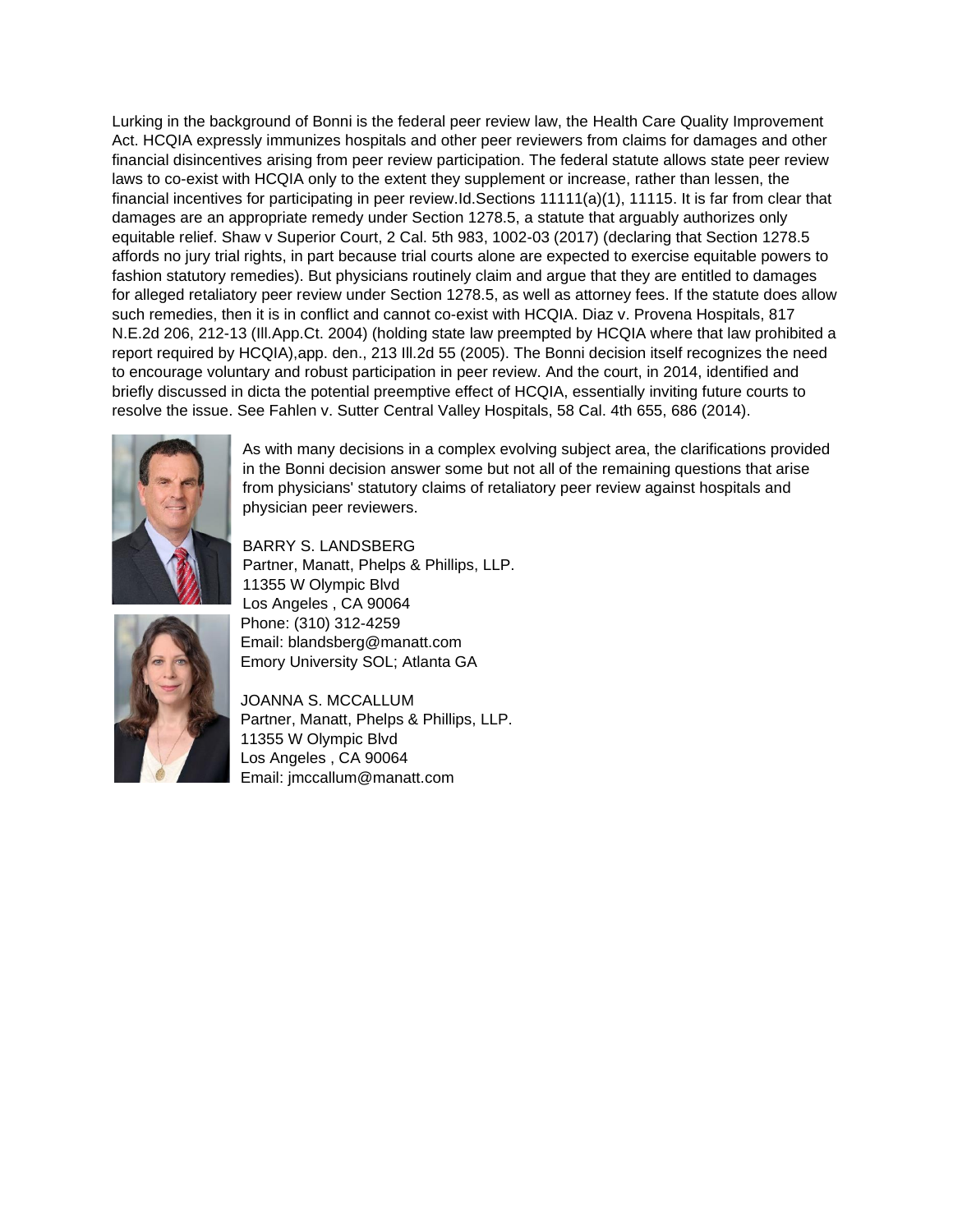Lurking in the background of Bonni is the federal peer review law, the Health Care Quality Improvement Act. HCQIA expressly immunizes hospitals and other peer reviewers from claims for damages and other financial disincentives arising from peer review participation. The federal statute allows state peer review laws to co-exist with HCQIA only to the extent they supplement or increase, rather than lessen, the financial incentives for participating in peer review.Id.Sections 11111(a)(1), 11115. It is far from clear that damages are an appropriate remedy under Section 1278.5, a statute that arguably authorizes only equitable relief. Shaw v Superior Court, 2 Cal. 5th 983, 1002-03 (2017) (declaring that Section 1278.5 affords no jury trial rights, in part because trial courts alone are expected to exercise equitable powers to fashion statutory remedies). But physicians routinely claim and argue that they are entitled to damages for alleged retaliatory peer review under Section 1278.5, as well as attorney fees. If the statute does allow such remedies, then it is in conflict and cannot co-exist with HCQIA. Diaz v. Provena Hospitals, 817 N.E.2d 206, 212-13 (Ill.App.Ct. 2004) (holding state law preempted by HCQIA where that law prohibited a report required by HCQIA),app. den., 213 Ill.2d 55 (2005). The Bonni decision itself recognizes the need to encourage voluntary and robust participation in peer review. And the court, in 2014, identified and briefly discussed in dicta the potential preemptive effect of HCQIA, essentially inviting future courts to resolve the issue. See Fahlen v. Sutter Central Valley Hospitals, 58 Cal. 4th 655, 686 (2014).

As with many decisions in a complex evolving subject area, the clarifications provided in the Bonni decision answer some but not all of the remaining questions that arise from physicians' statutory claims of retaliatory peer review against hospitals and physician peer reviewers.

BARRY S. LANDSBERG
Partner, Manatt, Phelps & Phillips, LLP.
11355 W Olympic Blvd
Los Angeles , CA 90064
Phone: (310) 312-4259
Email: blandsberg@manatt.com
Emory University SOL; Atlanta GA

JOANNA S. MCCALLUM
Partner, Manatt, Phelps & Phillips, LLP.
11355 W Olympic Blvd
Los Angeles , CA 90064
Email: jmccallum@manatt.com